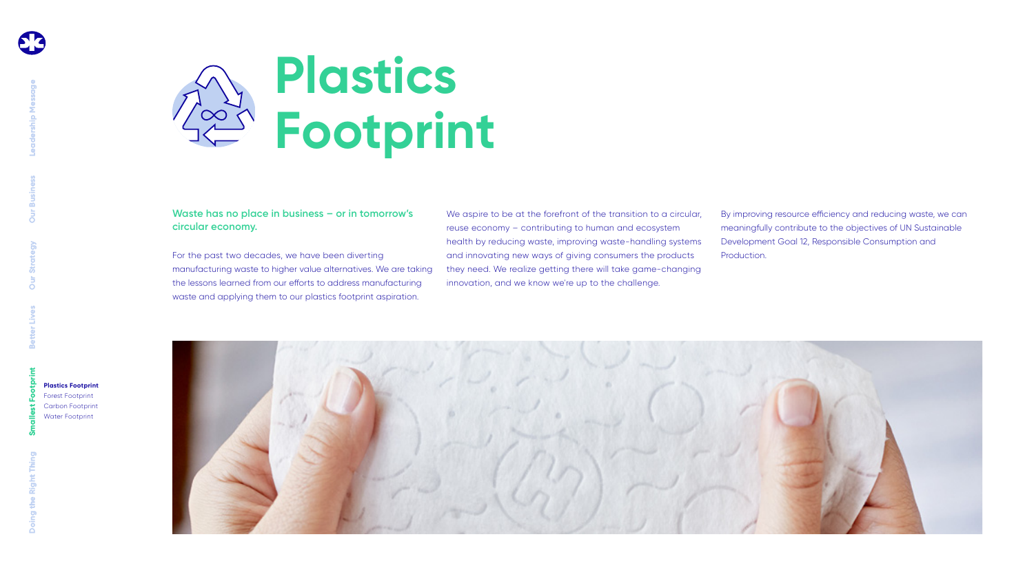# Plastics Footprint

**Waste has no place in business – or in tomorrow's circular economy.**

For the past two decades, we have been diverting manufacturing waste to higher value alternatives. We are taking the lessons learned from our efforts to address manufacturing waste and applying them to our plastics footprint aspiration.

We aspire to be at the forefront of the transition to a circular, reuse economy – contributing to human and ecosystem health by reducing waste, improving waste-handling systems and innovating new ways of giving consumers the products they need. We realize getting there will take game-changing innovation, and we know we're up to the challenge.

By improving resource efficiency and reducing waste, we can meaningfully contribute to the objectives of UN Sustainable Development Goal 12, Responsible Consumption and Production.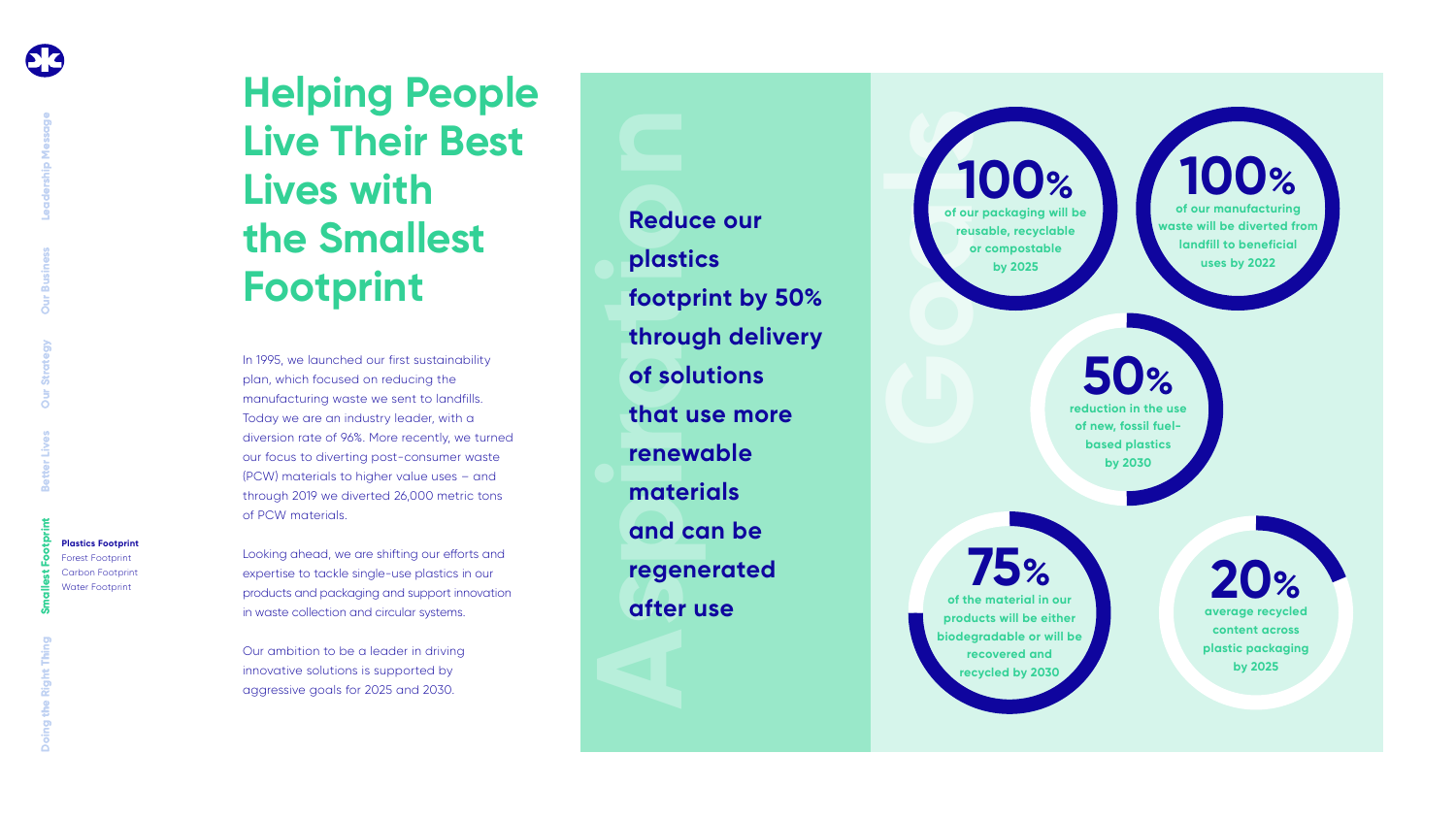# Helping People Live Their Best Lives with the Smallest Footprint

In 1995, we launched our first sustainability plan, which focused on reducing the manufacturing waste we sent to landfills. Today we are an industry leader, with a diversion rate of 96%. More recently, we turned our focus to diverting post-consumer waste (PCW) materials to higher value uses – and through 2019 we diverted 26,000 metric tons of PCW materials.

Looking ahead, we are shifting our efforts and expertise to tackle single-use plastics in our products and packaging and support innovation in waste collection and circular systems.

Our ambition to be a leader in driving innovative solutions is supported by aggressive goals for 2025 and 2030.

## Aspiration

**Reduce our plastics footprint by 50% through delivery of solutions that use more renewable materials and can be regenerated after use**

## Goals

- **100%** of our packaging will be reusable, recyclable or compostable by 2025
- **100%** of our manufacturing waste will be diverted from landfill to beneficial uses by 2022
- **50%** reduction in the use of new, fossil fuel-based plastics by 2030
- **75%** of the material in our products will be either biodegradable or will be recovered and recycled by 2030
- **20%** average recycled content across plastic packaging by 2025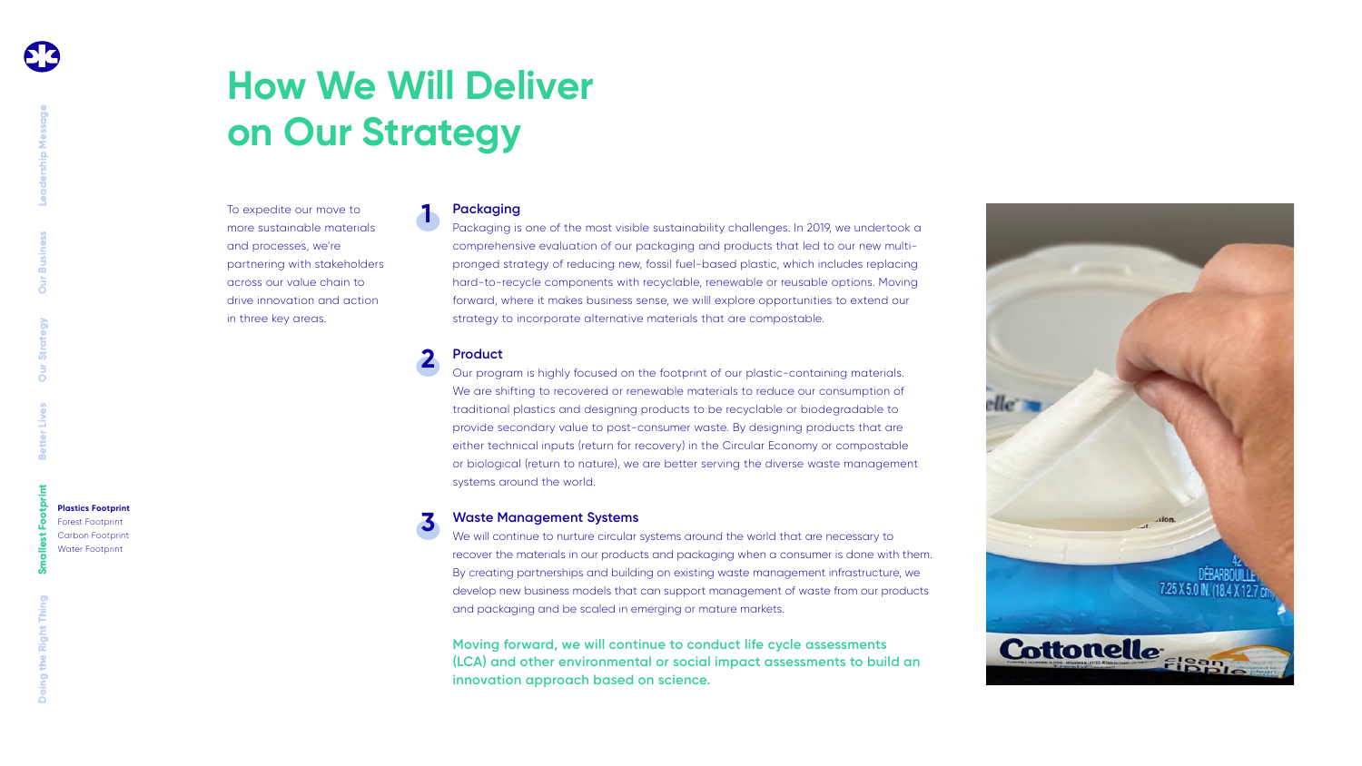# How We Will Deliver on Our Strategy

To expedite our move to more sustainable materials and processes, we're partnering with stakeholders across our value chain to drive innovation and action in three key areas.

### 1 Packaging

Packaging is one of the most visible sustainability challenges. In 2019, we undertook a comprehensive evaluation of our packaging and products that led to our new multi-pronged strategy of reducing new, fossil fuel-based plastic, which includes replacing hard-to-recycle components with recyclable, renewable or reusable options. Moving forward, where it makes business sense, we willl explore opportunities to extend our strategy to incorporate alternative materials that are compostable.

### 2 Product

Our program is highly focused on the footprint of our plastic-containing materials. We are shifting to recovered or renewable materials to reduce our consumption of traditional plastics and designing products to be recyclable or biodegradable to provide secondary value to post-consumer waste. By designing products that are either technical inputs (return for recovery) in the Circular Economy or compostable or biological (return to nature), we are better serving the diverse waste management systems around the world.

### 3 Waste Management Systems

We will continue to nurture circular systems around the world that are necessary to recover the materials in our products and packaging when a consumer is done with them. By creating partnerships and building on existing waste management infrastructure, we develop new business models that can support management of waste from our products and packaging and be scaled in emerging or mature markets.

**Moving forward, we will continue to conduct life cycle assessments (LCA) and other environmental or social impact assessments to build an innovation approach based on science.**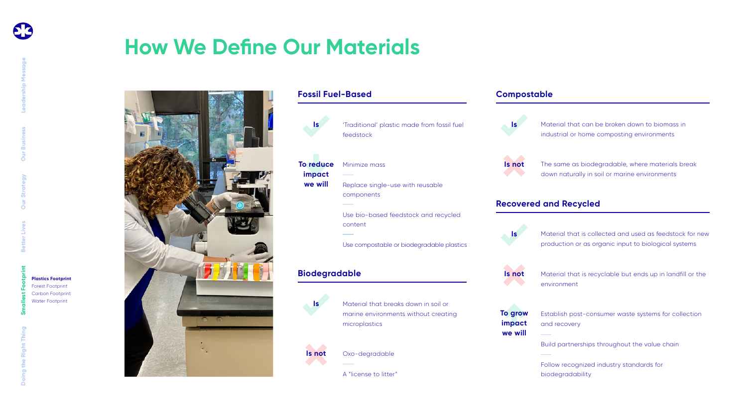# How We Define Our Materials

## Fossil Fuel-Based

**Is**

'Traditional' plastic made from fossil fuel feedstock

**To reduce impact we will**

- Minimize mass
- Replace single-use with reusable components
- Use bio-based feedstock and recycled content
- Use compostable or biodegradable plastics

## Biodegradable

**Is**

Material that breaks down in soil or marine environments without creating microplastics

**Is not**

- Oxo-degradable
- A "license to litter"

## Compostable

**Is**

Material that can be broken down to biomass in industrial or home composting environments

**Is not**

The same as biodegradable, where materials break down naturally in soil or marine environments

## Recovered and Recycled

**Is**

Material that is collected and used as feedstock for new production or as organic input to biological systems

**Is not**

Material that is recyclable but ends up in landfill or the environment

**To grow impact we will**

- Establish post-consumer waste systems for collection and recovery
- Build partnerships throughout the value chain
- Follow recognized industry standards for biodegradability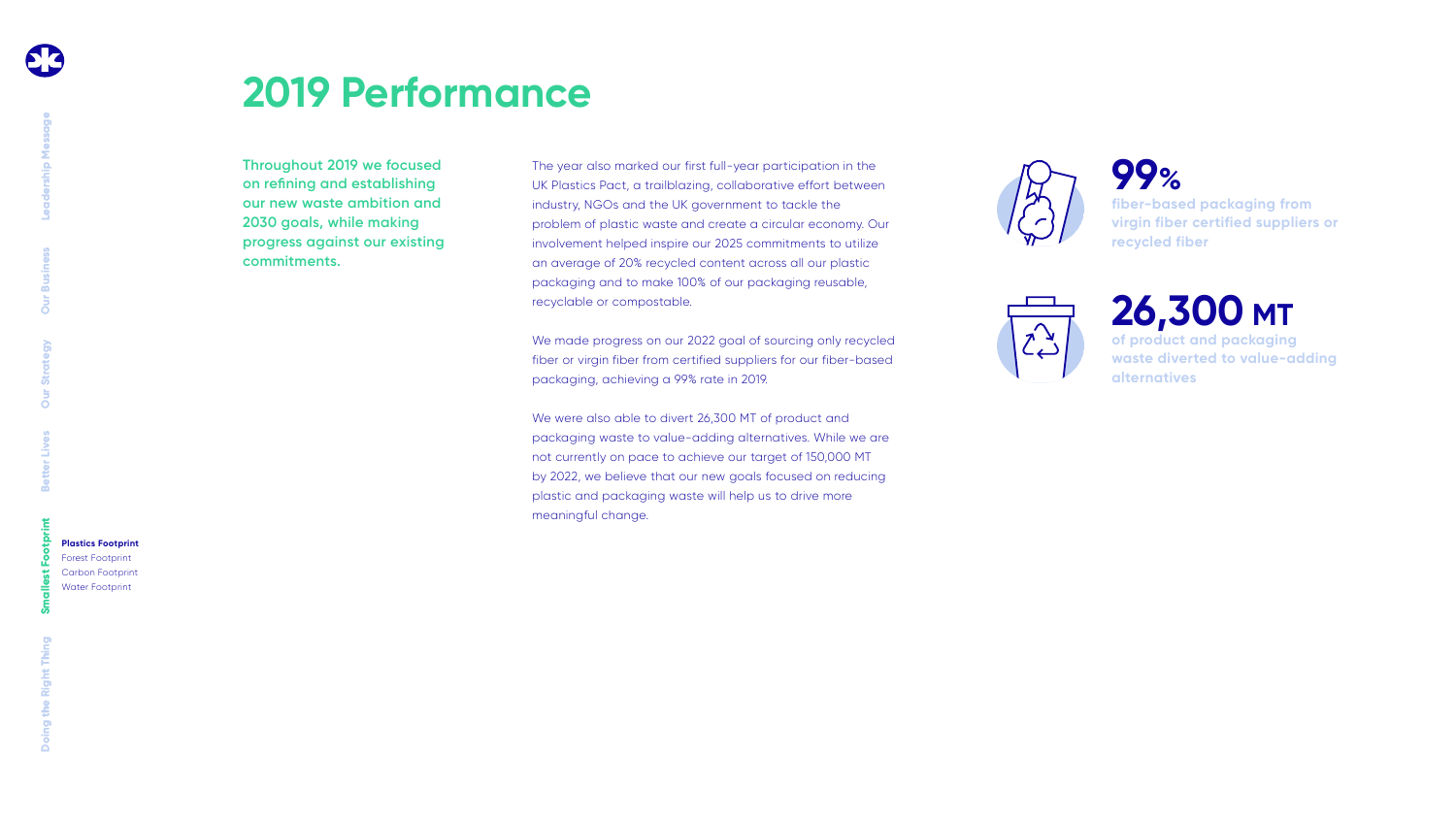# 2019 Performance

**Throughout 2019 we focused on refining and establishing our new waste ambition and 2030 goals, while making progress against our existing commitments.**

The year also marked our first full-year participation in the UK Plastics Pact, a trailblazing, collaborative effort between industry, NGOs and the UK government to tackle the problem of plastic waste and create a circular economy. Our involvement helped inspire our 2025 commitments to utilize an average of 20% recycled content across all our plastic packaging and to make 100% of our packaging reusable, recyclable or compostable.

We made progress on our 2022 goal of sourcing only recycled fiber or virgin fiber from certified suppliers for our fiber-based packaging, achieving a 99% rate in 2019.

We were also able to divert 26,300 MT of product and packaging waste to value-adding alternatives. While we are not currently on pace to achieve our target of 150,000 MT by 2022, we believe that our new goals focused on reducing plastic and packaging waste will help us to drive more meaningful change.

**99%**
fiber-based packaging from virgin fiber certified suppliers or recycled fiber

**26,300 MT**
of product and packaging waste diverted to value-adding alternatives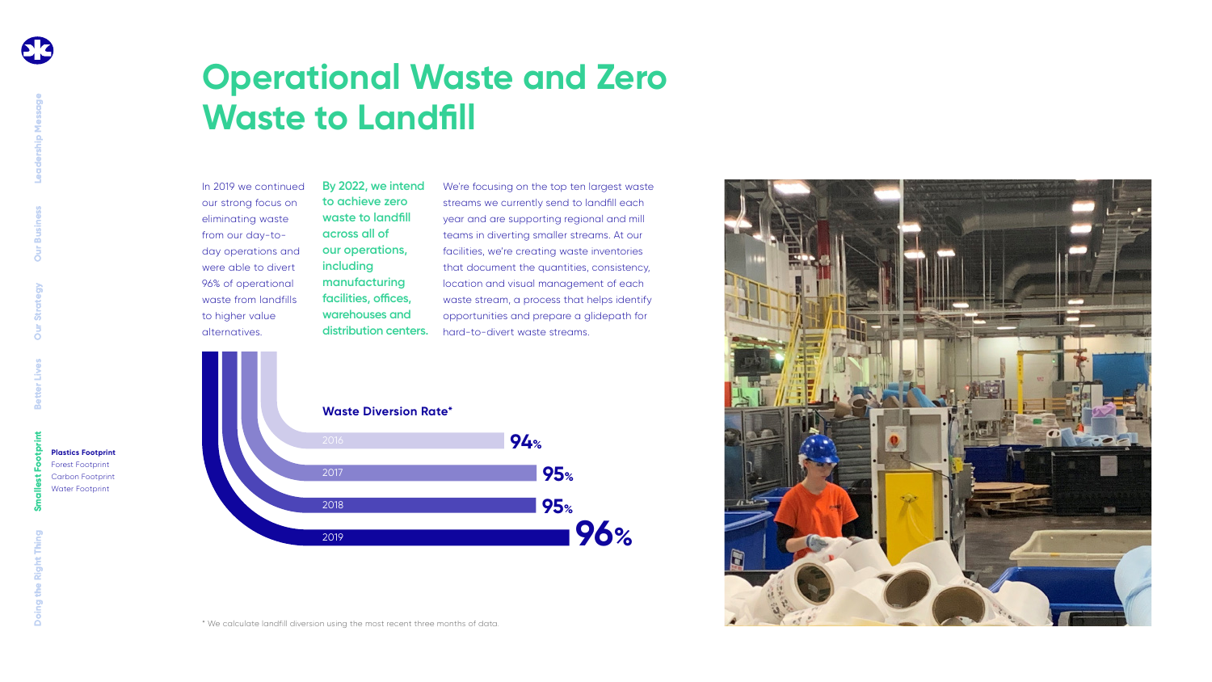# Operational Waste and Zero Waste to Landfill

In 2019 we continued our strong focus on eliminating waste from our day-to-day operations and were able to divert 96% of operational waste from landfills to higher value alternatives.

**By 2022, we intend to achieve zero waste to landfill across all of our operations, including manufacturing facilities, offices, warehouses and distribution centers.**

We're focusing on the top ten largest waste streams we currently send to landfill each year and are supporting regional and mill teams in diverting smaller streams. At our facilities, we're creating waste inventories that document the quantities, consistency, location and visual management of each waste stream, a process that helps identify opportunities and prepare a glidepath for hard-to-divert waste streams.

**Waste Diversion Rate***

| Year | Rate |
| --- | --- |
| 2016 | 94% |
| 2017 | 95% |
| 2018 | 95% |
| 2019 | 96% |

* We calculate landfill diversion using the most recent three months of data.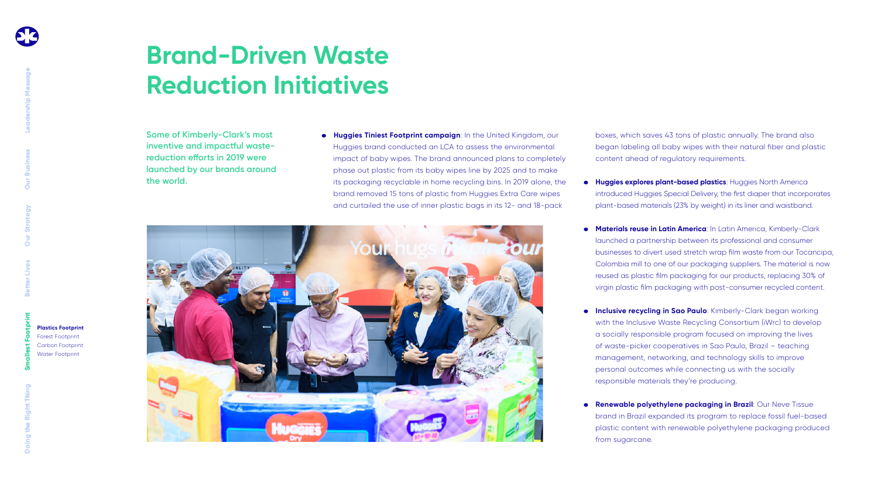# Brand-Driven Waste Reduction Initiatives

**Some of Kimberly-Clark's most inventive and impactful waste-reduction efforts in 2019 were launched by our brands around the world.**

- **Huggies Tiniest Footprint campaign**: In the United Kingdom, our Huggies brand conducted an LCA to assess the environmental impact of baby wipes. The brand announced plans to completely phase out plastic from its baby wipes line by 2025 and to make its packaging recyclable in home recycling bins. In 2019 alone, the brand removed 15 tons of plastic from Huggies Extra Care wipes and curtailed the use of inner plastic bags in its 12- and 18-pack boxes, which saves 43 tons of plastic annually. The brand also began labeling all baby wipes with their natural fiber and plastic content ahead of regulatory requirements.
- **Huggies explores plant-based plastics**: Huggies North America introduced Huggies Special Delivery, the first diaper that incorporates plant-based materials (23% by weight) in its liner and waistband.
- **Materials reuse in Latin America**: In Latin America, Kimberly-Clark launched a partnership between its professional and consumer businesses to divert used stretch wrap film waste from our Tocancipa, Colombia mill to one of our packaging suppliers. The material is now reused as plastic film packaging for our products, replacing 30% of virgin plastic film packaging with post-consumer recycled content.
- **Inclusive recycling in Sao Paulo**: Kimberly-Clark began working with the Inclusive Waste Recycling Consortium (iWrc) to develop a socially responsible program focused on improving the lives of waste-picker cooperatives in Sao Paulo, Brazil – teaching management, networking, and technology skills to improve personal outcomes while connecting us with the socially responsible materials they're producing.
- **Renewable polyethylene packaging in Brazil**: Our Neve Tissue brand in Brazil expanded its program to replace fossil fuel-based plastic content with renewable polyethylene packaging produced from sugarcane.